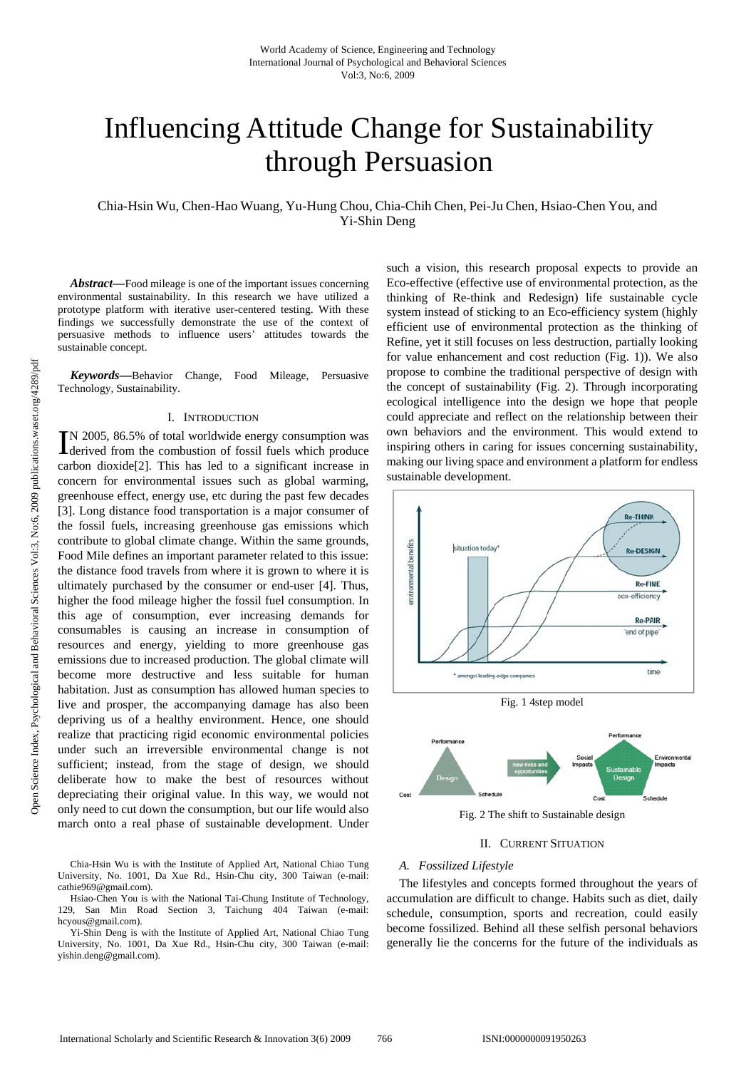# Influencing Attitude Change for Sustainability through Persuasion

Chia-Hsin Wu, Chen-Hao Wuang, Yu-Hung Chou, Chia-Chih Chen, Pei-Ju Chen, Hsiao-Chen You, and Yi-Shin Deng

***Abstract*****—**Food mileage is one of the important issues concerning environmental sustainability. In this research we have utilized a prototype platform with iterative user-centered testing. With these findings we successfully demonstrate the use of the context of persuasive methods to influence users' attitudes towards the sustainable concept.

***Keywords*****—**Behavior Change, Food Mileage, Persuasive Technology, Sustainability.

## I. Introduction

IN 2005, 86.5% of total worldwide energy consumption was derived from the combustion of fossil fuels which produce carbon dioxide[2]. This has led to a significant increase in concern for environmental issues such as global warming, greenhouse effect, energy use, etc during the past few decades [3]. Long distance food transportation is a major consumer of the fossil fuels, increasing greenhouse gas emissions which contribute to global climate change. Within the same grounds, Food Mile defines an important parameter related to this issue: the distance food travels from where it is grown to where it is ultimately purchased by the consumer or end-user [4]. Thus, higher the food mileage higher the fossil fuel consumption. In this age of consumption, ever increasing demands for consumables is causing an increase in consumption of resources and energy, yielding to more greenhouse gas emissions due to increased production. The global climate will become more destructive and less suitable for human habitation. Just as consumption has allowed human species to live and prosper, the accompanying damage has also been depriving us of a healthy environment. Hence, one should realize that practicing rigid economic environmental policies under such an irreversible environmental change is not sufficient; instead, from the stage of design, we should deliberate how to make the best of resources without depreciating their original value. In this way, we would not only need to cut down the consumption, but our life would also march onto a real phase of sustainable development. Under such a vision, this research proposal expects to provide an Eco-effective (effective use of environmental protection, as the thinking of Re-think and Redesign) life sustainable cycle system instead of sticking to an Eco-efficiency system (highly efficient use of environmental protection as the thinking of Refine, yet it still focuses on less destruction, partially looking for value enhancement and cost reduction (Fig. 1)). We also propose to combine the traditional perspective of design with the concept of sustainability (Fig. 2). Through incorporating ecological intelligence into the design we hope that people could appreciate and reflect on the relationship between their own behaviors and the environment. This would extend to inspiring others in caring for issues concerning sustainability, making our living space and environment a platform for endless sustainable development.

Fig. 1 4step model

Fig. 2 The shift to Sustainable design

## II. Current Situation

### A. Fossilized Lifestyle

The lifestyles and concepts formed throughout the years of accumulation are difficult to change. Habits such as diet, daily schedule, consumption, sports and recreation, could easily become fossilized. Behind all these selfish personal behaviors generally lie the concerns for the future of the individuals as

Chia-Hsin Wu is with the Institute of Applied Art, National Chiao Tung University, No. 1001, Da Xue Rd., Hsin-Chu city, 300 Taiwan (e-mail: cathie969@gmail.com).

Hsiao-Chen You is with the National Tai-Chung Institute of Technology, 129, San Min Road Section 3, Taichung 404 Taiwan (e-mail: hcyous@gmail.com).

Yi-Shin Deng is with the Institute of Applied Art, National Chiao Tung University, No. 1001, Da Xue Rd., Hsin-Chu city, 300 Taiwan (e-mail: yishin.deng@gmail.com).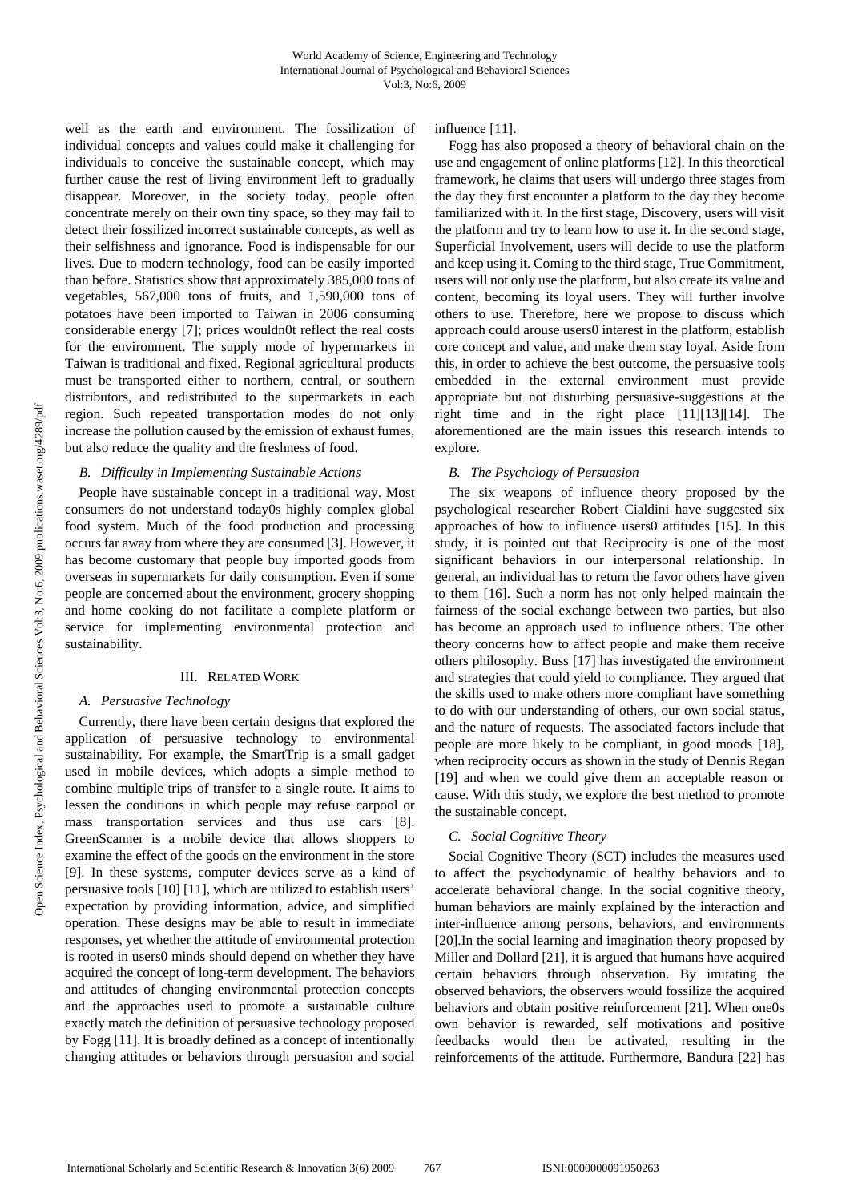well as the earth and environment. The fossilization of individual concepts and values could make it challenging for individuals to conceive the sustainable concept, which may further cause the rest of living environment left to gradually disappear. Moreover, in the society today, people often concentrate merely on their own tiny space, so they may fail to detect their fossilized incorrect sustainable concepts, as well as their selfishness and ignorance. Food is indispensable for our lives. Due to modern technology, food can be easily imported than before. Statistics show that approximately 385,000 tons of vegetables, 567,000 tons of fruits, and 1,590,000 tons of potatoes have been imported to Taiwan in 2006 consuming considerable energy [7]; prices wouldn0t reflect the real costs for the environment. The supply mode of hypermarkets in Taiwan is traditional and fixed. Regional agricultural products must be transported either to northern, central, or southern distributors, and redistributed to the supermarkets in each region. Such repeated transportation modes do not only increase the pollution caused by the emission of exhaust fumes, but also reduce the quality and the freshness of food.

### B. Difficulty in Implementing Sustainable Actions

People have sustainable concept in a traditional way. Most consumers do not understand today0s highly complex global food system. Much of the food production and processing occurs far away from where they are consumed [3]. However, it has become customary that people buy imported goods from overseas in supermarkets for daily consumption. Even if some people are concerned about the environment, grocery shopping and home cooking do not facilitate a complete platform or service for implementing environmental protection and sustainability.

## III. Related Work

### A. Persuasive Technology

Currently, there have been certain designs that explored the application of persuasive technology to environmental sustainability. For example, the SmartTrip is a small gadget used in mobile devices, which adopts a simple method to combine multiple trips of transfer to a single route. It aims to lessen the conditions in which people may refuse carpool or mass transportation services and thus use cars [8]. GreenScanner is a mobile device that allows shoppers to examine the effect of the goods on the environment in the store [9]. In these systems, computer devices serve as a kind of persuasive tools [10] [11], which are utilized to establish users' expectation by providing information, advice, and simplified operation. These designs may be able to result in immediate responses, yet whether the attitude of environmental protection is rooted in users0 minds should depend on whether they have acquired the concept of long-term development. The behaviors and attitudes of changing environmental protection concepts and the approaches used to promote a sustainable culture exactly match the definition of persuasive technology proposed by Fogg [11]. It is broadly defined as a concept of intentionally changing attitudes or behaviors through persuasion and social influence [11].

Fogg has also proposed a theory of behavioral chain on the use and engagement of online platforms [12]. In this theoretical framework, he claims that users will undergo three stages from the day they first encounter a platform to the day they become familiarized with it. In the first stage, Discovery, users will visit the platform and try to learn how to use it. In the second stage, Superficial Involvement, users will decide to use the platform and keep using it. Coming to the third stage, True Commitment, users will not only use the platform, but also create its value and content, becoming its loyal users. They will further involve others to use. Therefore, here we propose to discuss which approach could arouse users0 interest in the platform, establish core concept and value, and make them stay loyal. Aside from this, in order to achieve the best outcome, the persuasive tools embedded in the external environment must provide appropriate but not disturbing persuasive-suggestions at the right time and in the right place [11][13][14]. The aforementioned are the main issues this research intends to explore.

### B. The Psychology of Persuasion

The six weapons of influence theory proposed by the psychological researcher Robert Cialdini have suggested six approaches of how to influence users0 attitudes [15]. In this study, it is pointed out that Reciprocity is one of the most significant behaviors in our interpersonal relationship. In general, an individual has to return the favor others have given to them [16]. Such a norm has not only helped maintain the fairness of the social exchange between two parties, but also has become an approach used to influence others. The other theory concerns how to affect people and make them receive others philosophy. Buss [17] has investigated the environment and strategies that could yield to compliance. They argued that the skills used to make others more compliant have something to do with our understanding of others, our own social status, and the nature of requests. The associated factors include that people are more likely to be compliant, in good moods [18], when reciprocity occurs as shown in the study of Dennis Regan [19] and when we could give them an acceptable reason or cause. With this study, we explore the best method to promote the sustainable concept.

### C. Social Cognitive Theory

Social Cognitive Theory (SCT) includes the measures used to affect the psychodynamic of healthy behaviors and to accelerate behavioral change. In the social cognitive theory, human behaviors are mainly explained by the interaction and inter-influence among persons, behaviors, and environments [20].In the social learning and imagination theory proposed by Miller and Dollard [21], it is argued that humans have acquired certain behaviors through observation. By imitating the observed behaviors, the observers would fossilize the acquired behaviors and obtain positive reinforcement [21]. When one0s own behavior is rewarded, self motivations and positive feedbacks would then be activated, resulting in the reinforcements of the attitude. Furthermore, Bandura [22] has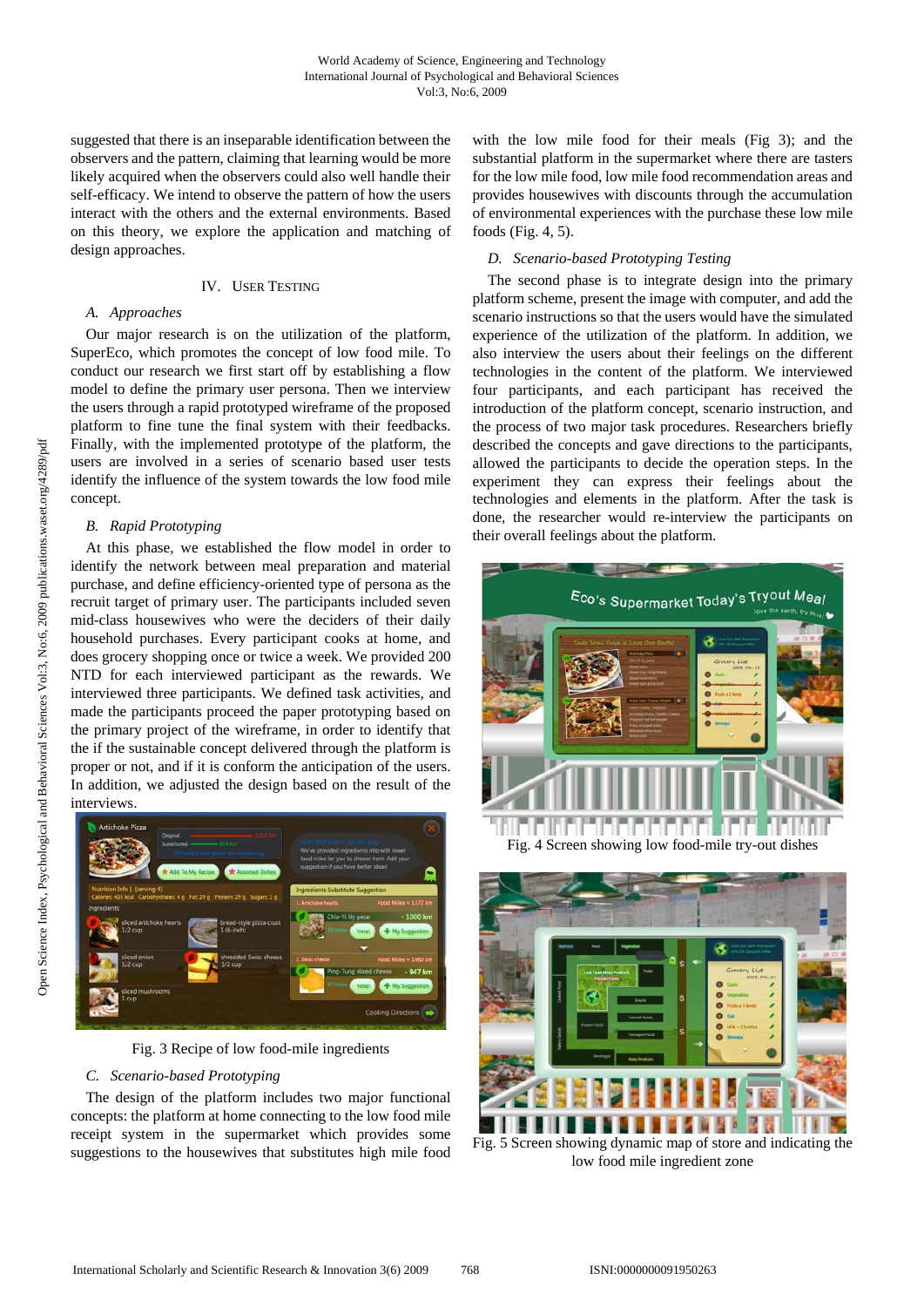suggested that there is an inseparable identification between the observers and the pattern, claiming that learning would be more likely acquired when the observers could also well handle their self-efficacy. We intend to observe the pattern of how the users interact with the others and the external environments. Based on this theory, we explore the application and matching of design approaches.

## IV. User Testing

### A. Approaches

Our major research is on the utilization of the platform, SuperEco, which promotes the concept of low food mile. To conduct our research we first start off by establishing a flow model to define the primary user persona. Then we interview the users through a rapid prototyped wireframe of the proposed platform to fine tune the final system with their feedbacks. Finally, with the implemented prototype of the platform, the users are involved in a series of scenario based user tests identify the influence of the system towards the low food mile concept.

### B. Rapid Prototyping

At this phase, we established the flow model in order to identify the network between meal preparation and material purchase, and define efficiency-oriented type of persona as the recruit target of primary user. The participants included seven mid-class housewives who were the deciders of their daily household purchases. Every participant cooks at home, and does grocery shopping once or twice a week. We provided 200 NTD for each interviewed participant as the rewards. We interviewed three participants. We defined task activities, and made the participants proceed the paper prototyping based on the primary project of the wireframe, in order to identify that the if the sustainable concept delivered through the platform is proper or not, and if it is conform the anticipation of the users. In addition, we adjusted the design based on the result of the interviews.

Fig. 3 Recipe of low food-mile ingredients

### C. Scenario-based Prototyping

The design of the platform includes two major functional concepts: the platform at home connecting to the low food mile receipt system in the supermarket which provides some suggestions to the housewives that substitutes high mile food with the low mile food for their meals (Fig 3); and the substantial platform in the supermarket where there are tasters for the low mile food, low mile food recommendation areas and provides housewives with discounts through the accumulation of environmental experiences with the purchase these low mile foods (Fig. 4, 5).

### D. Scenario-based Prototyping Testing

The second phase is to integrate design into the primary platform scheme, present the image with computer, and add the scenario instructions so that the users would have the simulated experience of the utilization of the platform. In addition, we also interview the users about their feelings on the different technologies in the platform. We interviewed four participants, and each participant has received the introduction of the platform concept, scenario instruction, and the process of two major task procedures. Researchers briefly described the concepts and gave directions to the participants, allowed the participants to decide the operation steps. In the experiment they can express their feelings about the technologies and elements in the platform. After the task is done, the researcher would re-interview the participants on their overall feelings about the platform.

Fig. 4 Screen showing low food-mile try-out dishes

Fig. 5 Screen showing dynamic map of store and indicating the low food mile ingredient zone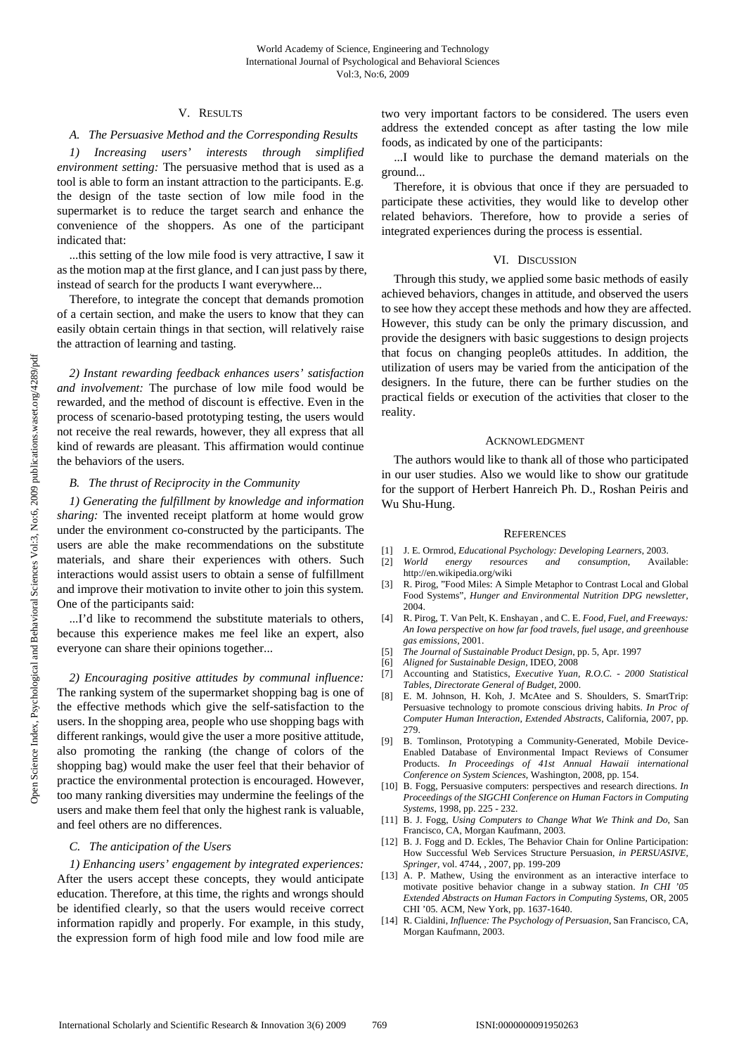## V. RESULTS

### A. The Persuasive Method and the Corresponding Results

*1) Increasing users' interests through simplified environment setting:* The persuasive method that is used as a tool is able to form an instant attraction to the participants. E.g. the design of the taste section of low mile food in the supermarket is to reduce the target search and enhance the convenience of the shoppers. As one of the participant indicated that:

...this setting of the low mile food is very attractive, I saw it as the motion map at the first glance, and I can just pass by there, instead of search for the products I want everywhere...

Therefore, to integrate the concept that demands promotion of a certain section, and make the users to know that they can easily obtain certain things in that section, will relatively raise the attraction of learning and tasting.

*2) Instant rewarding feedback enhances users' satisfaction and involvement:* The purchase of low mile food would be rewarded, and the method of discount is effective. Even in the process of scenario-based prototyping testing, the users would not receive the real rewards, however, they all express that all kind of rewards are pleasant. This affirmation would continue the behaviors of the users.

### B. The thrust of Reciprocity in the Community

*1) Generating the fulfillment by knowledge and information sharing:* The invented receipt platform at home would grow under the environment co-constructed by the participants. The users are able the make recommendations on the substitute materials, and share their experiences with others. Such interactions would assist users to obtain a sense of fulfillment and improve their motivation to invite other to join this system. One of the participants said:

...I'd like to recommend the substitute materials to others, because this experience makes me feel like an expert, also everyone can share their opinions together...

*2) Encouraging positive attitudes by communal influence:* The ranking system of the supermarket shopping bag is one of the effective methods which give the self-satisfaction to the users. In the shopping area, people who use shopping bags with different rankings, would give the user a more positive attitude, also promoting the ranking (the change of colors of the shopping bag) would make the user feel that their behavior of practice the environmental protection is encouraged. However, too many ranking diversities may undermine the feelings of the users and make them feel that only the highest rank is valuable, and feel others are no differences.

### C. The anticipation of the Users

*1) Enhancing users' engagement by integrated experiences:* After the users accept these concepts, they would anticipate education. Therefore, at this time, the rights and wrongs should be identified clearly, so that the users would receive correct information rapidly and properly. For example, in this study, the expression form of high food mile and low food mile are two very important factors to be considered. The users even address the extended concept as after tasting the low mile foods, as indicated by one of the participants:

...I would like to purchase the demand materials on the ground...

Therefore, it is obvious that once if they are persuaded to participate these activities, they would like to develop other related behaviors. Therefore, how to provide a series of integrated experiences during the process is essential.

## VI. DISCUSSION

Through this study, we applied some basic methods of easily achieved behaviors, changes in attitude, and observed the users to see how they accept these methods and how they are affected. However, this study can be only the primary discussion, and provide the designers with basic suggestions to design projects that focus on changing people0s attitudes. In addition, the utilization of users may be varied from the anticipation of the designers. In the future, there can be further studies on the practical fields or execution of the activities that closer to the reality.

## ACKNOWLEDGMENT

The authors would like to thank all of those who participated in our user studies. Also we would like to show our gratitude for the support of Herbert Hanreich Ph. D., Roshan Peiris and Wu Shu-Hung.

## REFERENCES

[1] J. E. Ormrod, *Educational Psychology: Developing Learners*, 2003.

[2] *World energy resources and consumption*, Available: http://en.wikipedia.org/wiki

[3] R. Pirog, "Food Miles: A Simple Metaphor to Contrast Local and Global Food Systems", *Hunger and Environmental Nutrition DPG newsletter*, 2004.

[4] R. Pirog, T. Van Pelt, K. Enshayan , and C. E. *Food, Fuel, and Freeways: An Iowa perspective on how far food travels, fuel usage, and greenhouse gas emissions*, 2001.

[5] *The Journal of Sustainable Product Design*, pp. 5, Apr. 1997

[6] *Aligned for Sustainable Design*, IDEO, 2008

[7] Accounting and Statistics, *Executive Yuan, R.O.C. - 2000 Statistical Tables, Directorate General of Budget*, 2000.

[8] E. M. Johnson, H. Koh, J. McAtee and S. Shoulders, S. SmartTrip: Persuasive technology to promote conscious driving habits. *In Proc of Computer Human Interaction, Extended Abstracts*, California, 2007, pp. 279.

[9] B. Tomlinson, Prototyping a Community-Generated, Mobile Device-Enabled Database of Environmental Impact Reviews of Consumer Products. *In Proceedings of 41st Annual Hawaii international Conference on System Sciences*, Washington, 2008, pp. 154.

[10] B. Fogg, Persuasive computers: perspectives and research directions. *In Proceedings of the SIGCHI Conference on Human Factors in Computing Systems*, 1998, pp. 225 - 232.

[11] B. J. Fogg, *Using Computers to Change What We Think and Do*, San Francisco, CA, Morgan Kaufmann, 2003.

[12] B. J. Fogg and D. Eckles, The Behavior Chain for Online Participation: How Successful Web Services Structure Persuasion, *in PERSUASIVE, Springer*, vol. 4744, , 2007, pp. 199-209

[13] A. P. Mathew, Using the environment as an interactive interface to motivate positive behavior change in a subway station. *In CHI '05 Extended Abstracts on Human Factors in Computing Systems*, OR, 2005 CHI '05. ACM, New York, pp. 1637-1640.

[14] R. Cialdini, *Influence: The Psychology of Persuasion*, San Francisco, CA, Morgan Kaufmann, 2003.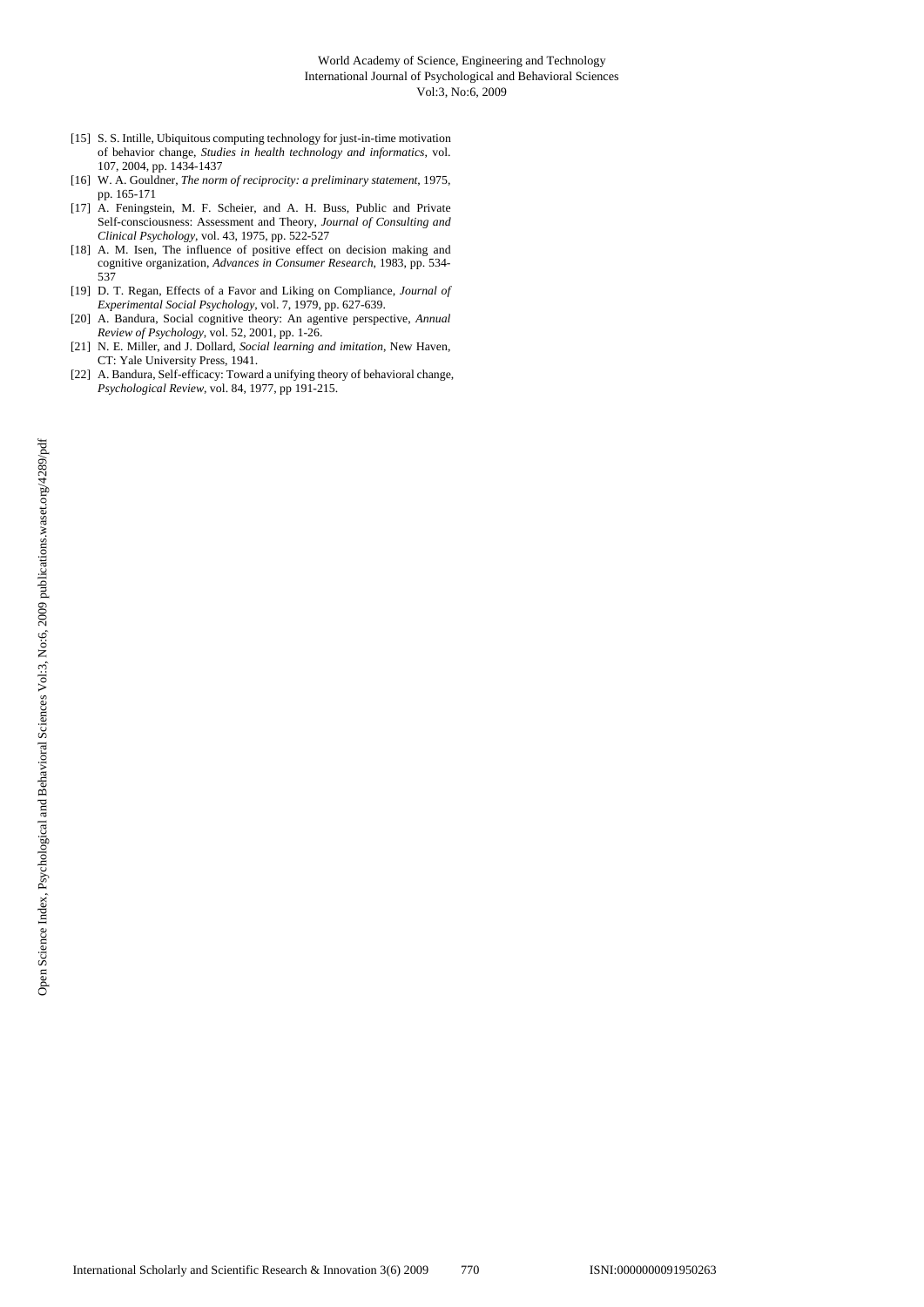[15] S. S. Intille, Ubiquitous computing technology for just-in-time motivation of behavior change, *Studies in health technology and informatics*, vol. 107, 2004, pp. 1434-1437

[16] W. A. Gouldner, *The norm of reciprocity: a preliminary statement*, 1975, pp. 165-171

[17] A. Feningstein, M. F. Scheier, and A. H. Buss, Public and Private Self-consciousness: Assessment and Theory, *Journal of Consulting and Clinical Psychology*, vol. 43, 1975, pp. 522-527

[18] A. M. Isen, The influence of positive effect on decision making and cognitive organization, *Advances in Consumer Research*, 1983, pp. 534-537

[19] D. T. Regan, Effects of a Favor and Liking on Compliance, *Journal of Experimental Social Psychology*, vol. 7, 1979, pp. 627-639.

[20] A. Bandura, Social cognitive theory: An agentive perspective, *Annual Review of Psychology*, vol. 52, 2001, pp. 1-26.

[21] N. E. Miller, and J. Dollard, *Social learning and imitation*, New Haven, CT: Yale University Press, 1941.

[22] A. Bandura, Self-efficacy: Toward a unifying theory of behavioral change, *Psychological Review*, vol. 84, 1977, pp 191-215.